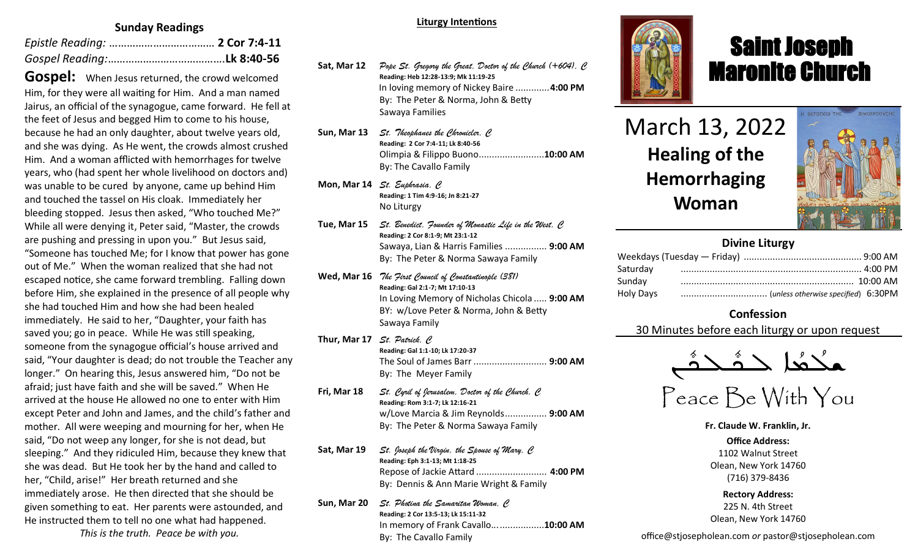## Sunday Readings

*Epistle Reading:* ……………………………… **2 Cor 7:4-11**
*Gospel Reading:*…………………………………**Lk 8:40-56**

**Gospel:** When Jesus returned, the crowd welcomed Him, for they were all waiting for Him. And a man named Jairus, an official of the synagogue, came forward. He fell at the feet of Jesus and begged Him to come to his house, because he had an only daughter, about twelve years old, and she was dying. As He went, the crowds almost crushed Him. And a woman afflicted with hemorrhages for twelve years, who (had spent her whole livelihood on doctors and) was unable to be cured by anyone, came up behind Him and touched the tassel on His cloak. Immediately her bleeding stopped. Jesus then asked, "Who touched Me?" While all were denying it, Peter said, "Master, the crowds are pushing and pressing in upon you." But Jesus said, "Someone has touched Me; for I know that power has gone out of Me." When the woman realized that she had not escaped notice, she came forward trembling. Falling down before Him, she explained in the presence of all people why she had touched Him and how she had been healed immediately. He said to her, "Daughter, your faith has saved you; go in peace. While He was still speaking, someone from the synagogue official's house arrived and said, "Your daughter is dead; do not trouble the Teacher any longer." On hearing this, Jesus answered him, "Do not be afraid; just have faith and she will be saved." When He arrived at the house He allowed no one to enter with Him except Peter and John and James, and the child's father and mother. All were weeping and mourning for her, when He said, "Do not weep any longer, for she is not dead, but sleeping." And they ridiculed Him, because they knew that she was dead. But He took her by the hand and called to her, "Child, arise!" Her breath returned and she immediately arose. He then directed that she should be given something to eat. Her parents were astounded, and He instructed them to tell no one what had happened.
*This is the truth. Peace be with you.*

## Liturgy Intentions

**Sat, Mar 12** *Pope St. Gregory the Great, Doctor of the Church (+604). C*
**Reading: Heb 12:28-13:9; Mk 11:19-25**
In loving memory of Nickey Baire ............. **4:00 PM**
By: The Peter & Norma, John & Betty Sawaya Families

**Sun, Mar 13** *St. Theophanes the Chronicler. C*
**Reading: 2 Cor 7:4-11; Lk 8:40-56**
Olimpia & Filippo Buono......................... **10:00 AM**
By: The Cavallo Family

**Mon, Mar 14** *St. Euphrasia. C*
**Reading: 1 Tim 4:9-16; Jn 8:21-27**
No Liturgy

**Tue, Mar 15** *St. Benedict, Founder of Monastic Life in the West. C*
**Reading: 2 Cor 8:1-9; Mt 23:1-12**
Sawaya, Lian & Harris Families ................ **9:00 AM**
By: The Peter & Norma Sawaya Family

**Wed, Mar 16** *The First Council of Constantinople (381)*
**Reading: Gal 2:1-7; Mt 17:10-13**
In Loving Memory of Nicholas Chicola ..... **9:00 AM**
BY: w/Love Peter & Norma, John & Betty Sawaya Family

**Thur, Mar 17** *St. Patrick. C*
**Reading: Gal 1:1-10; Lk 17:20-37**
The Soul of James Barr ............................ **9:00 AM**
By: The Meyer Family

**Fri, Mar 18** *St. Cyril of Jerusalem, Doctor of the Church. C*
**Reading: Rom 3:1-7; Lk 12:16-21**
w/Love Marcia & Jim Reynolds................ **9:00 AM**
By: The Peter & Norma Sawaya Family

**Sat, Mar 19** *St. Joseph the Virgin, the Spouse of Mary. C*
**Reading: Eph 3:1-13; Mt 1:18-25**
Repose of Jackie Attard ........................... **4:00 PM**
By: Dennis & Ann Marie Wright & Family

**Sun, Mar 20** *St. Photina the Samaritan Woman. C*
**Reading: 2 Cor 13:5-13; Lk 15:11-32**
In memory of Frank Cavallo…................ **10:00 AM**
By: The Cavallo Family

# Saint Joseph Maronite Church

## March 13, 2022
## Healing of the Hemorrhaging Woman

## Divine Liturgy

| | |
|---|---|
| Weekdays (Tuesday — Friday) | 9:00 AM |
| Saturday | 4:00 PM |
| Sunday | 10:00 AM |
| Holy Days | (*unless otherwise specified*) 6:30PM |

## Confession

30 Minutes before each liturgy or upon request

ܫܠܡܐ ܥܡܟܘܢ

Peace Be With You

**Fr. Claude W. Franklin, Jr.**

**Office Address:**
1102 Walnut Street
Olean, New York 14760
(716) 379-8436

**Rectory Address:**
225 N. 4th Street
Olean, New York 14760

office@stjosepholean.com *or* pastor@stjosepholean.com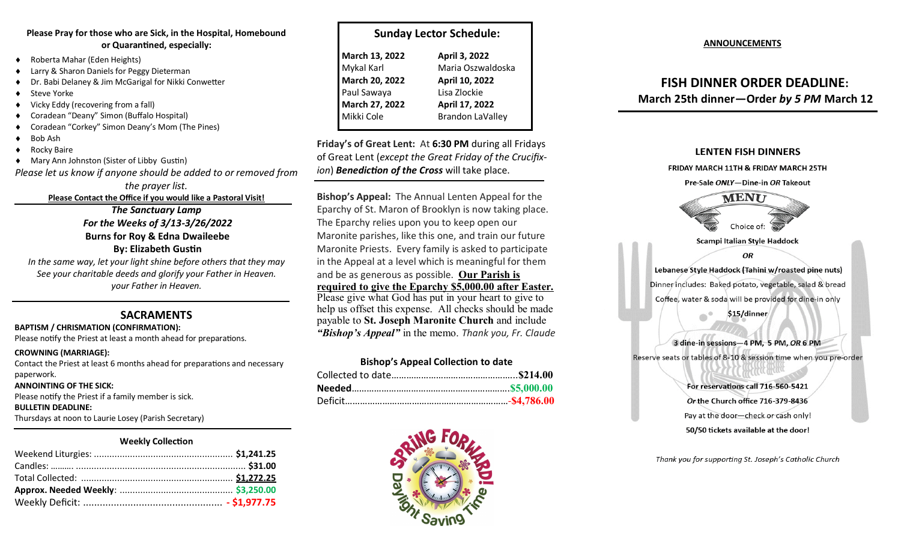**Please Pray for those who are Sick, in the Hospital, Homebound or Quarantined, especially:**

- Roberta Mahar (Eden Heights)
- Larry & Sharon Daniels for Peggy Dieterman
- Dr. Babi Delaney & Jim McGarigal for Nikki Conwetter
- Steve Yorke
- Vicky Eddy (recovering from a fall)
- Coradean "Deany" Simon (Buffalo Hospital)
- Coradean "Corkey" Simon Deany's Mom (The Pines)
- Bob Ash
- Rocky Baire
- Mary Ann Johnston (Sister of Libby Gustin)

*Please let us know if anyone should be added to or removed from the prayer list.*

**Please Contact the Office if you would like a Pastoral Visit!**

***The Sanctuary Lamp***
***For the Weeks of 3/13-3/26/2022***
**Burns for Roy & Edna Dwaileebe**
**By: Elizabeth Gustin**

*In the same way, let your light shine before others that they may See your charitable deeds and glorify your Father in Heaven. your Father in Heaven.*

## SACRAMENTS

**BAPTISM / CHRISMATION (CONFIRMATION):**
Please notify the Priest at least a month ahead for preparations.

**CROWNING (MARRIAGE):**
Contact the Priest at least 6 months ahead for preparations and necessary paperwork.

**ANNOINTING OF THE SICK:**
Please notify the Priest if a family member is sick.

**BULLETIN DEADLINE:**
Thursdays at noon to Laurie Losey (Parish Secretary)

**Weekly Collection**

| | |
|---|---|
| Weekend Liturgies: | $1,241.25 |
| Candles: | $31.00 |
| Total Collected: | $1,272.25 |
| **Approx. Needed Weekly**: | $3,250.00 |
| Weekly Deficit: | - $1,977.75 |

## Sunday Lector Schedule:

| | |
|---|---|
| **March 13, 2022** | **April 3, 2022** |
| Mykal Karl | Maria Oszwaldoska |
| **March 20, 2022** | **April 10, 2022** |
| Paul Sawaya | Lisa Zlockie |
| **March 27, 2022** | **April 17, 2022** |
| Mikki Cole | Brandon LaValley |

**Friday's of Great Lent:** At **6:30 PM** during all Fridays of Great Lent (*except the Great Friday of the Crucifixion*) ***Benediction of the Cross*** will take place.

**Bishop's Appeal:** The Annual Lenten Appeal for the Eparchy of St. Maron of Brooklyn is now taking place. The Eparchy relies upon you to keep open our Maronite parishes, like this one, and train our future Maronite Priests. Every family is asked to participate in the Appeal at a level which is meaningful for them and be as generous as possible. **Our Parish is required to give the Eparchy $5,000.00 after Easter.** Please give what God has put in your heart to give to help us offset this expense. All checks should be made payable to **St. Joseph Maronite Church** and include ***"Bishop's Appeal"*** in the memo. *Thank you, Fr. Claude*

**Bishop's Appeal Collection to date**

| | |
|---|---|
| Collected to date | $214.00 |
| **Needed** | $5,000.00 |
| Deficit | -$4,786.00 |

SPRING FORWARD! Daylight Saving Time

**ANNOUNCEMENTS**

## FISH DINNER ORDER DEADLINE:
**March 25th dinner—Order *by 5 PM* March 12**

### LENTEN FISH DINNERS

**FRIDAY MARCH 11TH & FRIDAY MARCH 25TH**

Pre-Sale *ONLY*—Dine-in *OR* Takeout

**MENU**

Choice of:

**Scampi Italian Style Haddock**

***OR***

**Lebanese Style Haddock (Tahini w/roasted pine nuts)**

Dinner includes: Baked potato, vegetable, salad & bread

Coffee, water & soda will be provided for dine-in only

**$15/dinner**

**3 dine-in sessions—4 PM, 5 PM, *OR* 6 PM**

Reserve seats or tables of 8-10 & session time when you pre-order

**For reservations call 716-560-5421**

***Or* the Church office 716-379-8436**

Pay at the door—check or cash only!

**50/50 tickets available at the door!**

*Thank you for supporting St. Joseph's Catholic Church*